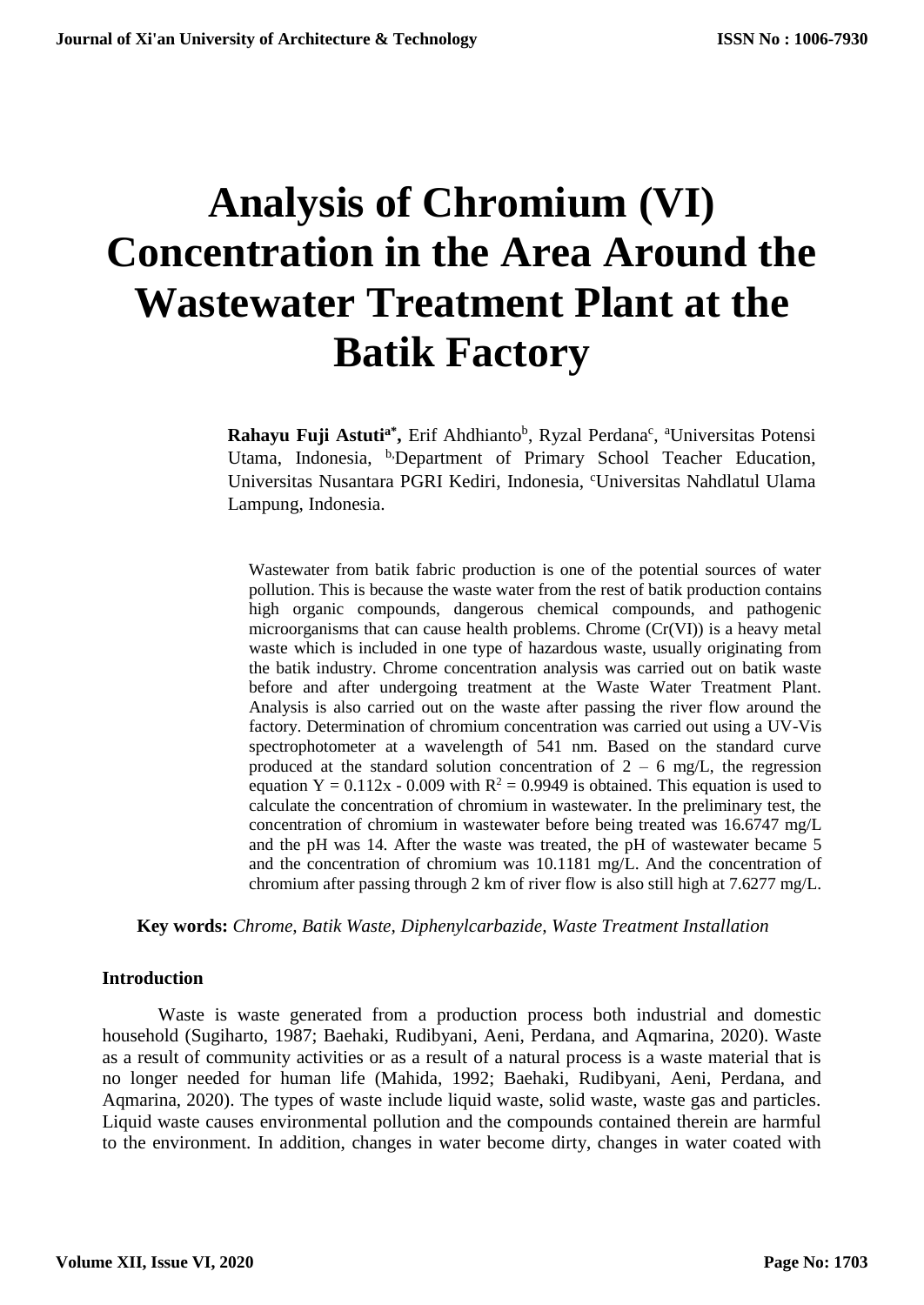# Analysis of Chromium (VI) Concentration in the Area Around the Wastewater Treatment Plant at the Batik Factory

**Rahayu Fuji Astuti[a*]**, Erif Ahdhianto[b], Ryzal Perdana[c], [a]Universitas Potensi Utama, Indonesia, [b,]Department of Primary School Teacher Education, Universitas Nusantara PGRI Kediri, Indonesia, [c]Universitas Nahdlatul Ulama Lampung, Indonesia.

Wastewater from batik fabric production is one of the potential sources of water pollution. This is because the waste water from the rest of batik production contains high organic compounds, dangerous chemical compounds, and pathogenic microorganisms that can cause health problems. Chrome (Cr(VI)) is a heavy metal waste which is included in one type of hazardous waste, usually originating from the batik industry. Chrome concentration analysis was carried out on batik waste before and after undergoing treatment at the Waste Water Treatment Plant. Analysis is also carried out on the waste after passing the river flow around the factory. Determination of chromium concentration was carried out using a UV-Vis spectrophotometer at a wavelength of 541 nm. Based on the standard curve produced at the standard solution concentration of 2 – 6 mg/L, the regression equation $Y = 0.112x - 0.009$ with $R^2 = 0.9949$ is obtained. This equation is used to calculate the concentration of chromium in wastewater. In the preliminary test, the concentration of chromium in wastewater before being treated was 16.6747 mg/L and the pH was 14. After the waste was treated, the pH of wastewater became 5 and the concentration of chromium was 10.1181 mg/L. And the concentration of chromium after passing through 2 km of river flow is also still high at 7.6277 mg/L.

**Key words:** *Chrome, Batik Waste, Diphenylcarbazide, Waste Treatment Installation*

## Introduction

Waste is waste generated from a production process both industrial and domestic household (Sugiharto, 1987; Baehaki, Rudibyani, Aeni, Perdana, and Aqmarina, 2020). Waste as a result of community activities or as a result of a natural process is a waste material that is no longer needed for human life (Mahida, 1992; Baehaki, Rudibyani, Aeni, Perdana, and Aqmarina, 2020). The types of waste include liquid waste, solid waste, waste gas and particles. Liquid waste causes environmental pollution and the compounds contained therein are harmful to the environment. In addition, changes in water become dirty, changes in water coated with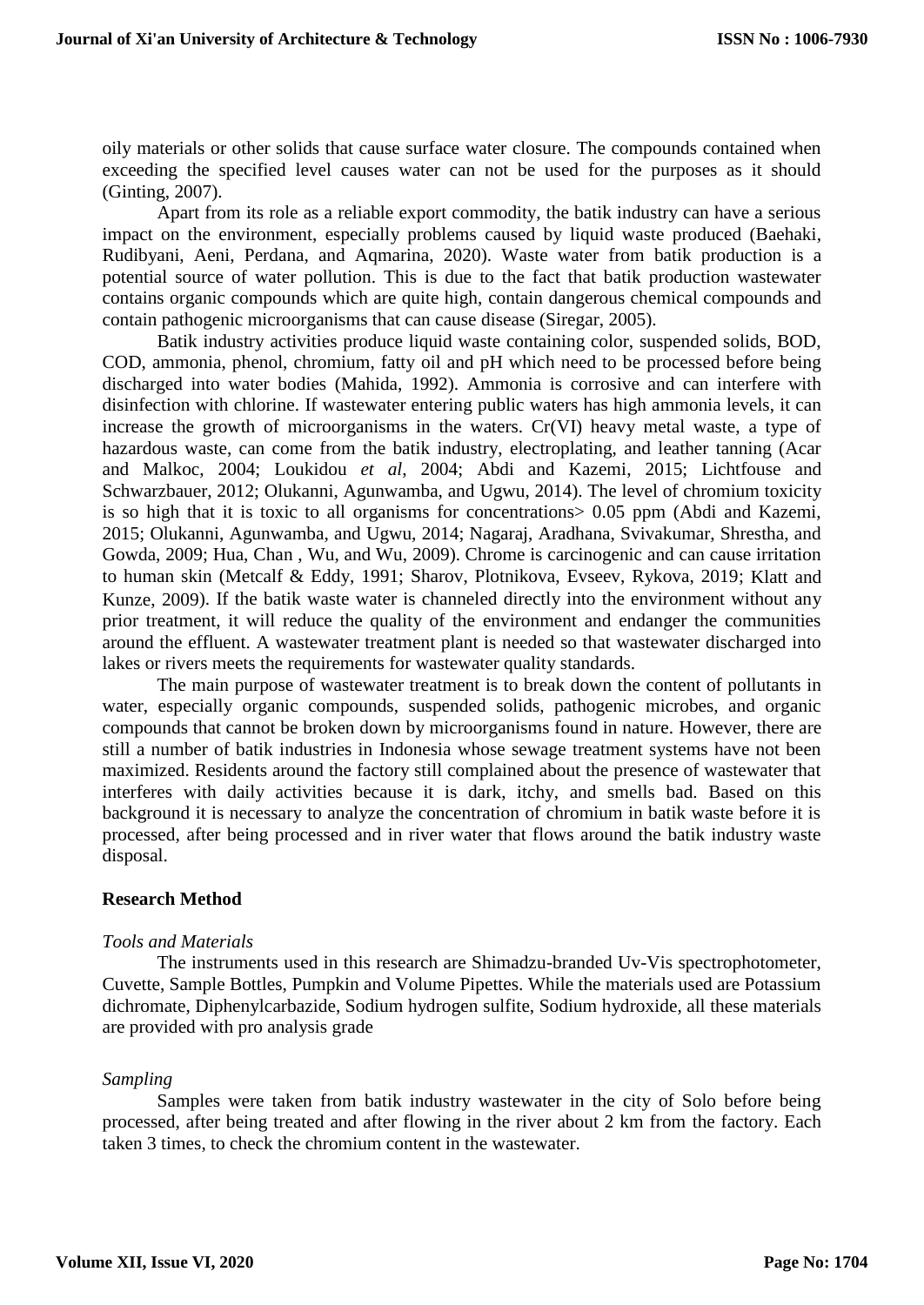oily materials or other solids that cause surface water closure. The compounds contained when exceeding the specified level causes water can not be used for the purposes as it should (Ginting, 2007).

Apart from its role as a reliable export commodity, the batik industry can have a serious impact on the environment, especially problems caused by liquid waste produced (Baehaki, Rudibyani, Aeni, Perdana, and Aqmarina, 2020). Waste water from batik production is a potential source of water pollution. This is due to the fact that batik production wastewater contains organic compounds which are quite high, contain dangerous chemical compounds and contain pathogenic microorganisms that can cause disease (Siregar, 2005).

Batik industry activities produce liquid waste containing color, suspended solids, BOD, COD, ammonia, phenol, chromium, fatty oil and pH which need to be processed before being discharged into water bodies (Mahida, 1992). Ammonia is corrosive and can interfere with disinfection with chlorine. If wastewater entering public waters has high ammonia levels, it can increase the growth of microorganisms in the waters. Cr(VI) heavy metal waste, a type of hazardous waste, can come from the batik industry, electroplating, and leather tanning (Acar and Malkoc, 2004; Loukidou *et al*, 2004; Abdi and Kazemi, 2015; Lichtfouse and Schwarzbauer, 2012; Olukanni, Agunwamba, and Ugwu, 2014). The level of chromium toxicity is so high that it is toxic to all organisms for concentrations> 0.05 ppm (Abdi and Kazemi, 2015; Olukanni, Agunwamba, and Ugwu, 2014; Nagaraj, Aradhana, Svivakumar, Shrestha, and Gowda, 2009; Hua, Chan , Wu, and Wu, 2009). Chrome is carcinogenic and can cause irritation to human skin (Metcalf & Eddy, 1991; Sharov, Plotnikova, Evseev, Rykova, 2019; Klatt and Kunze, 2009). If the batik waste water is channeled directly into the environment without any prior treatment, it will reduce the quality of the environment and endanger the communities around the effluent. A wastewater treatment plant is needed so that wastewater discharged into lakes or rivers meets the requirements for wastewater quality standards.

The main purpose of wastewater treatment is to break down the content of pollutants in water, especially organic compounds, suspended solids, pathogenic microbes, and organic compounds that cannot be broken down by microorganisms found in nature. However, there are still a number of batik industries in Indonesia whose sewage treatment systems have not been maximized. Residents around the factory still complained about the presence of wastewater that interferes with daily activities because it is dark, itchy, and smells bad. Based on this background it is necessary to analyze the concentration of chromium in batik waste before it is processed, after being processed and in river water that flows around the batik industry waste disposal.

## Research Method

### *Tools and Materials*

The instruments used in this research are Shimadzu-branded Uv-Vis spectrophotometer, Cuvette, Sample Bottles, Pumpkin and Volume Pipettes. While the materials used are Potassium dichromate, Diphenylcarbazide, Sodium hydrogen sulfite, Sodium hydroxide, all these materials are provided with pro analysis grade

### *Sampling*

Samples were taken from batik industry wastewater in the city of Solo before being processed, after being treated and after flowing in the river about 2 km from the factory. Each taken 3 times, to check the chromium content in the wastewater.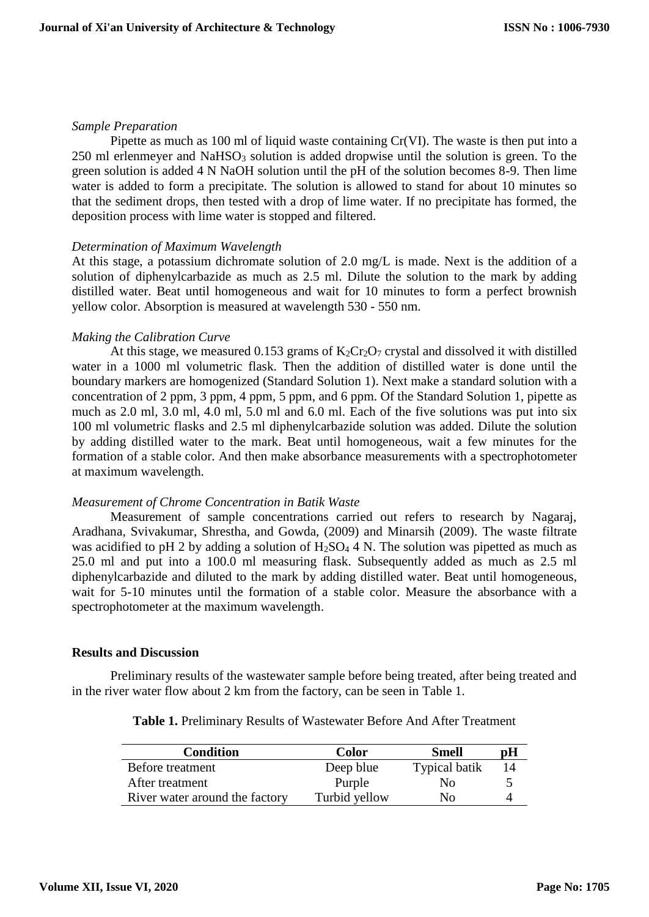*Sample Preparation*

Pipette as much as 100 ml of liquid waste containing Cr(VI). The waste is then put into a 250 ml erlenmeyer and $NaHSO_3$ solution is added dropwise until the solution is green. To the green solution is added 4 N NaOH solution until the pH of the solution becomes 8-9. Then lime water is added to form a precipitate. The solution is allowed to stand for about 10 minutes so that the sediment drops, then tested with a drop of lime water. If no precipitate has formed, the deposition process with lime water is stopped and filtered.

*Determination of Maximum Wavelength*

At this stage, a potassium dichromate solution of 2.0 mg/L is made. Next is the addition of a solution of diphenylcarbazide as much as 2.5 ml. Dilute the solution to the mark by adding distilled water. Beat until homogeneous and wait for 10 minutes to form a perfect brownish yellow color. Absorption is measured at wavelength 530 - 550 nm.

*Making the Calibration Curve*

At this stage, we measured 0.153 grams of $K_2Cr_2O_7$ crystal and dissolved it with distilled water in a 1000 ml volumetric flask. Then the addition of distilled water is done until the boundary markers are homogenized (Standard Solution 1). Next make a standard solution with a concentration of 2 ppm, 3 ppm, 4 ppm, 5 ppm, and 6 ppm. Of the Standard Solution 1, pipette as much as 2.0 ml, 3.0 ml, 4.0 ml, 5.0 ml and 6.0 ml. Each of the five solutions was put into six 100 ml volumetric flasks and 2.5 ml diphenylcarbazide solution was added. Dilute the solution by adding distilled water to the mark. Beat until homogeneous, wait a few minutes for the formation of a stable color. And then make absorbance measurements with a spectrophotometer at maximum wavelength.

*Measurement of Chrome Concentration in Batik Waste*

Measurement of sample concentrations carried out refers to research by Nagaraj, Aradhana, Svivakumar, Shrestha, and Gowda, (2009) and Minarsih (2009). The waste filtrate was acidified to pH 2 by adding a solution of $H_2SO_4$ 4 N. The solution was pipetted as much as 25.0 ml and put into a 100.0 ml measuring flask. Subsequently added as much as 2.5 ml diphenylcarbazide and diluted to the mark by adding distilled water. Beat until homogeneous, wait for 5-10 minutes until the formation of a stable color. Measure the absorbance with a spectrophotometer at the maximum wavelength.

## Results and Discussion

Preliminary results of the wastewater sample before being treated, after being treated and in the river water flow about 2 km from the factory, can be seen in Table 1.

**Table 1.** Preliminary Results of Wastewater Before And After Treatment

| Condition | Color | Smell | pH |
|---|---|---|---|
| Before treatment | Deep blue | Typical batik | 14 |
| After treatment | Purple | No | 5 |
| River water around the factory | Turbid yellow | No | 4 |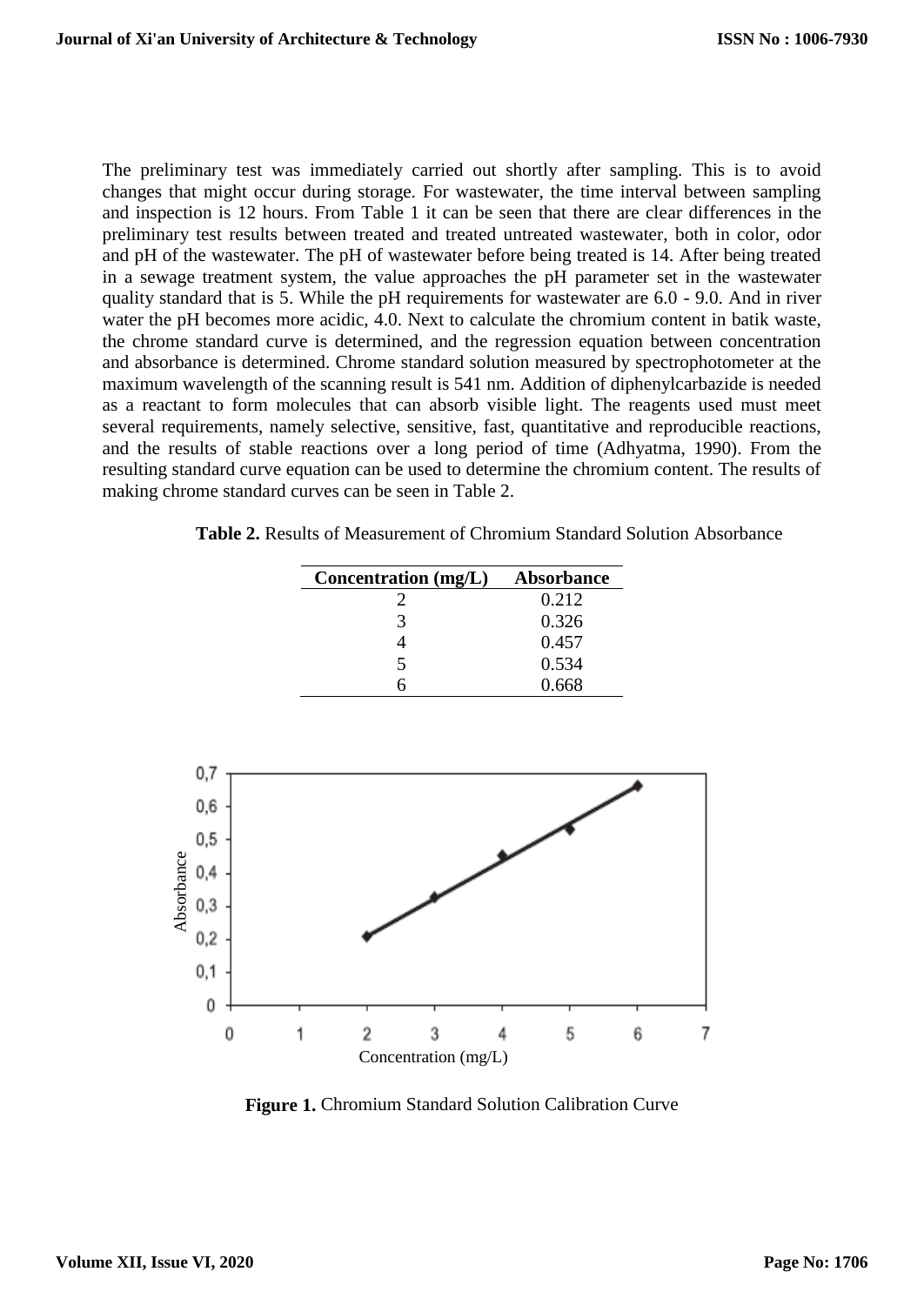The preliminary test was immediately carried out shortly after sampling. This is to avoid changes that might occur during storage. For wastewater, the time interval between sampling and inspection is 12 hours. From Table 1 it can be seen that there are clear differences in the preliminary test results between treated and treated untreated wastewater, both in color, odor and pH of the wastewater. The pH of wastewater before being treated is 14. After being treated in a sewage treatment system, the value approaches the pH parameter set in the wastewater quality standard that is 5. While the pH requirements for wastewater are 6.0 - 9.0. And in river water the pH becomes more acidic, 4.0. Next to calculate the chromium content in batik waste, the chrome standard curve is determined, and the regression equation between concentration and absorbance is determined. Chrome standard solution measured by spectrophotometer at the maximum wavelength of the scanning result is 541 nm. Addition of diphenylcarbazide is needed as a reactant to form molecules that can absorb visible light. The reagents used must meet several requirements, namely selective, sensitive, fast, quantitative and reproducible reactions, and the results of stable reactions over a long period of time (Adhyatma, 1990). From the resulting standard curve equation can be used to determine the chromium content. The results of making chrome standard curves can be seen in Table 2.

**Table 2.** Results of Measurement of Chromium Standard Solution Absorbance

| Concentration (mg/L) | Absorbance |
|---|---|
| 2 | 0.212 |
| 3 | 0.326 |
| 4 | 0.457 |
| 5 | 0.534 |
| 6 | 0.668 |

**Figure 1.** Chromium Standard Solution Calibration Curve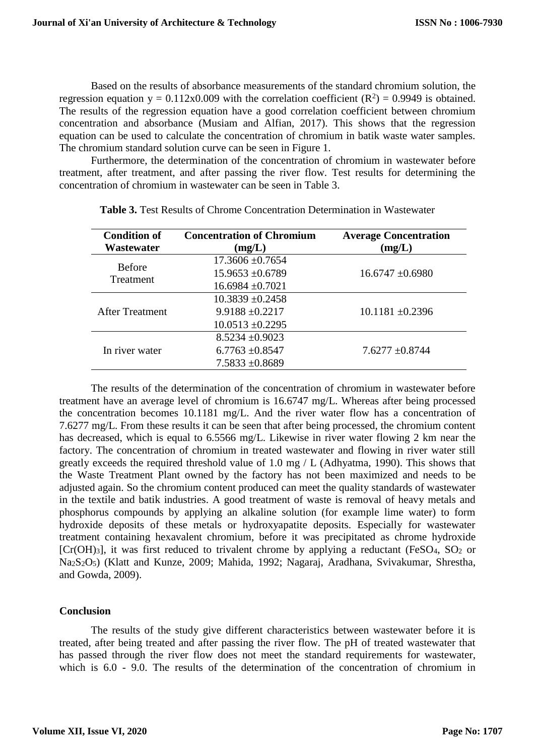Based on the results of absorbance measurements of the standard chromium solution, the regression equation y = 0.112x0.009 with the correlation coefficient ($R^2$) = 0.9949 is obtained. The results of the regression equation have a good correlation coefficient between chromium concentration and absorbance (Musiam and Alfian, 2017). This shows that the regression equation can be used to calculate the concentration of chromium in batik waste water samples. The chromium standard solution curve can be seen in Figure 1.

Furthermore, the determination of the concentration of chromium in wastewater before treatment, after treatment, and after passing the river flow. Test results for determining the concentration of chromium in wastewater can be seen in Table 3.

**Table 3.** Test Results of Chrome Concentration Determination in Wastewater

| Condition of Wastewater | Concentration of Chromium (mg/L) | Average Concentration (mg/L) |
|---|---|---|
| Before Treatment | 17.3606 ±0.7654 | 16.6747 ±0.6980 |
| | 15.9653 ±0.6789 | |
| | 16.6984 ±0.7021 | |
| After Treatment | 10.3839 ±0.2458 | 10.1181 ±0.2396 |
| | 9.9188 ±0.2217 | |
| | 10.0513 ±0.2295 | |
| In river water | 8.5234 ±0.9023 | 7.6277 ±0.8744 |
| | 6.7763 ±0.8547 | |
| | 7.5833 ±0.8689 | |

The results of the determination of the concentration of chromium in wastewater before treatment have an average level of chromium is 16.6747 mg/L. Whereas after being processed the concentration becomes 10.1181 mg/L. And the river water flow has a concentration of 7.6277 mg/L. From these results it can be seen that after being processed, the chromium content has decreased, which is equal to 6.5566 mg/L. Likewise in river water flowing 2 km near the factory. The concentration of chromium in treated wastewater and flowing in river water still greatly exceeds the required threshold value of 1.0 mg / L (Adhyatma, 1990). This shows that the Waste Treatment Plant owned by the factory has not been maximized and needs to be adjusted again. So the chromium content produced can meet the quality standards of wastewater in the textile and batik industries. A good treatment of waste is removal of heavy metals and phosphorus compounds by applying an alkaline solution (for example lime water) to form hydroxide deposits of these metals or hydroxyapatite deposits. Especially for wastewater treatment containing hexavalent chromium, before it was precipitated as chrome hydroxide [$Cr(OH)_3$], it was first reduced to trivalent chrome by applying a reductant ($FeSO_4$, $SO_2$ or $Na_2S_2O_5$) (Klatt and Kunze, 2009; Mahida, 1992; Nagaraj, Aradhana, Svivakumar, Shrestha, and Gowda, 2009).

## Conclusion

The results of the study give different characteristics between wastewater before it is treated, after being treated and after passing the river flow. The pH of treated wastewater that has passed through the river flow does not meet the standard requirements for wastewater, which is 6.0 - 9.0. The results of the determination of the concentration of chromium in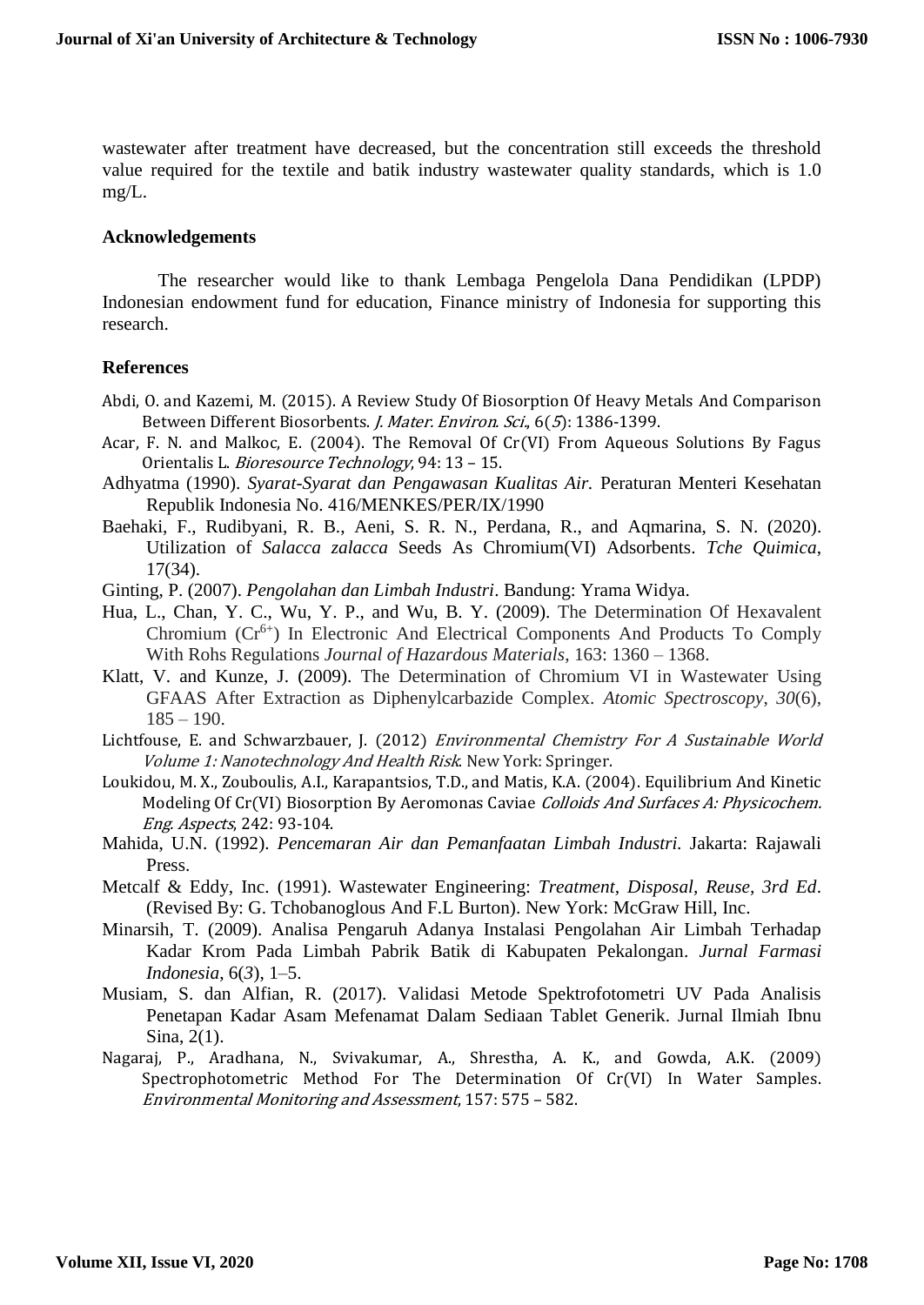wastewater after treatment have decreased, but the concentration still exceeds the threshold value required for the textile and batik industry wastewater quality standards, which is 1.0 mg/L.

## Acknowledgements

The researcher would like to thank Lembaga Pengelola Dana Pendidikan (LPDP) Indonesian endowment fund for education, Finance ministry of Indonesia for supporting this research.

## References

Abdi, O. and Kazemi, M. (2015). A Review Study Of Biosorption Of Heavy Metals And Comparison Between Different Biosorbents. *J. Mater. Environ. Sci.*, 6(*5*): 1386-1399.

Acar, F. N. and Malkoc, E. (2004). The Removal Of Cr(VI) From Aqueous Solutions By Fagus Orientalis L. *Bioresource Technology*, 94: 13 – 15.

Adhyatma (1990). *Syarat-Syarat dan Pengawasan Kualitas Air.* Peraturan Menteri Kesehatan Republik Indonesia No. 416/MENKES/PER/IX/1990

Baehaki, F., Rudibyani, R. B., Aeni, S. R. N., Perdana, R., and Aqmarina, S. N. (2020). Utilization of *Salacca zalacca* Seeds As Chromium(VI) Adsorbents. *Tche Quimica*, 17(34).

Ginting, P. (2007). *Pengolahan dan Limbah Industri*. Bandung: Yrama Widya.

Hua, L., Chan, Y. C., Wu, Y. P., and Wu, B. Y. (2009). The Determination Of Hexavalent Chromium ($Cr^{6+}$) In Electronic And Electrical Components And Products To Comply With Rohs Regulations *Journal of Hazardous Materials*, 163: 1360 – 1368.

Klatt, V. and Kunze, J. (2009). The Determination of Chromium VI in Wastewater Using GFAAS After Extraction as Diphenylcarbazide Complex. *Atomic Spectroscopy*, *30*(6), 185 – 190.

Lichtfouse, E. and Schwarzbauer, J. (2012) *Environmental Chemistry For A Sustainable World Volume 1: Nanotechnology And Health Risk*. New York: Springer.

Loukidou, M. X., Zouboulis, A.I., Karapantsios, T.D., and Matis, K.A. (2004). Equilibrium And Kinetic Modeling Of Cr(VI) Biosorption By Aeromonas Caviae *Colloids And Surfaces A: Physicochem. Eng. Aspects*, 242: 93-104.

Mahida, U.N. (1992). *Pencemaran Air dan Pemanfaatan Limbah Industri*. Jakarta: Rajawali Press.

Metcalf & Eddy, Inc. (1991). Wastewater Engineering: *Treatment, Disposal, Reuse, 3rd Ed*. (Revised By: G. Tchobanoglous And F.L Burton). New York: McGraw Hill, Inc.

Minarsih, T. (2009). Analisa Pengaruh Adanya Instalasi Pengolahan Air Limbah Terhadap Kadar Krom Pada Limbah Pabrik Batik di Kabupaten Pekalongan. *Jurnal Farmasi Indonesia*, 6(*3*), 1–5.

Musiam, S. dan Alfian, R. (2017). Validasi Metode Spektrofotometri UV Pada Analisis Penetapan Kadar Asam Mefenamat Dalam Sediaan Tablet Generik. Jurnal Ilmiah Ibnu Sina, 2(1).

Nagaraj, P., Aradhana, N., Svivakumar, A., Shrestha, A. K., and Gowda, A.K. (2009) Spectrophotometric Method For The Determination Of Cr(VI) In Water Samples. *Environmental Monitoring and Assessment*, 157: 575 – 582.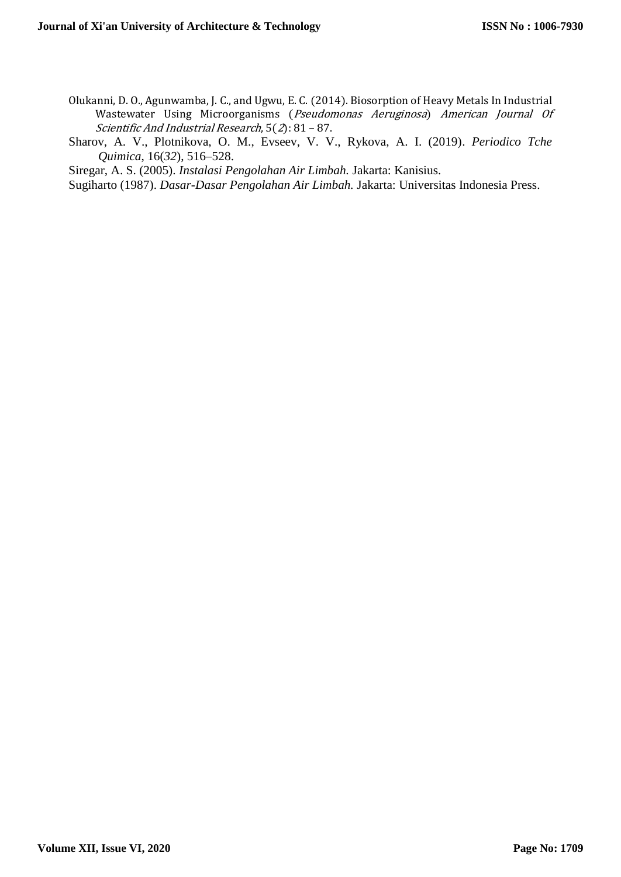Olukanni, D. O., Agunwamba, J. C., and Ugwu, E. C. (2014). Biosorption of Heavy Metals In Industrial Wastewater Using Microorganisms (*Pseudomonas Aeruginosa*) *American Journal Of Scientific And Industrial Research*, 5(*2*): 81 – 87.

Sharov, A. V., Plotnikova, O. M., Evseev, V. V., Rykova, A. I. (2019). *Periodico Tche Quimica*, 16(*32*), 516–528.

Siregar, A. S. (2005). *Instalasi Pengolahan Air Limbah.* Jakarta: Kanisius.

Sugiharto (1987). *Dasar-Dasar Pengolahan Air Limbah.* Jakarta: Universitas Indonesia Press.